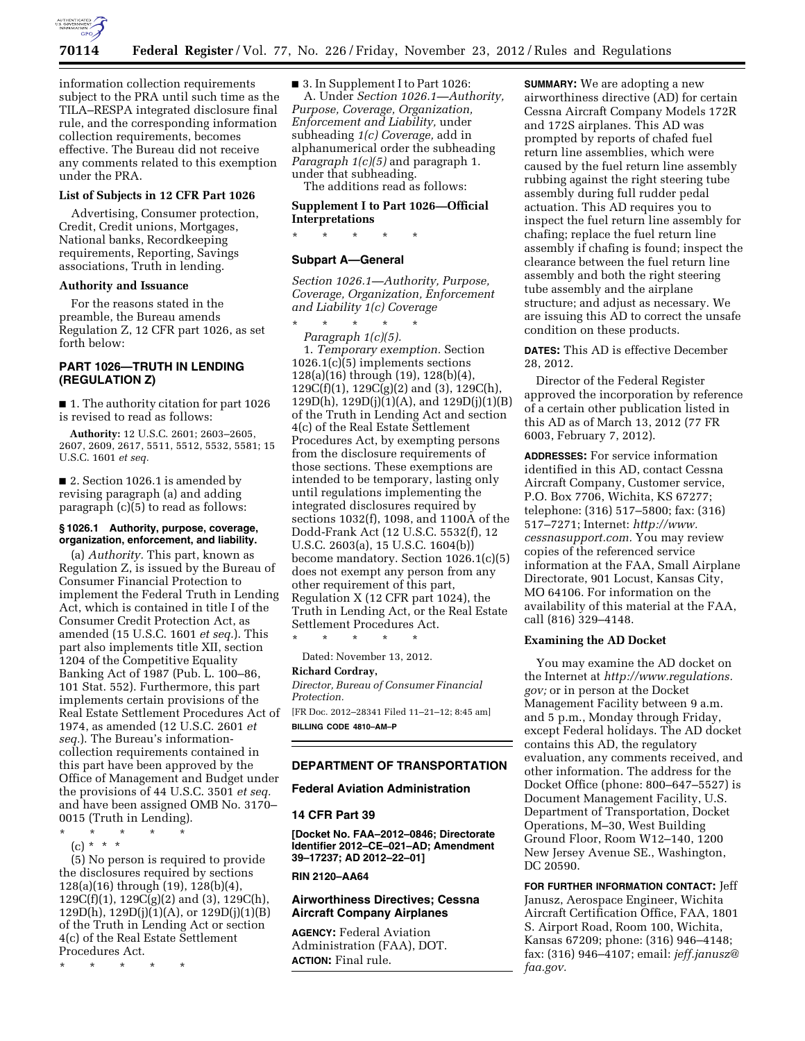information collection requirements subject to the PRA until such time as the TILA–RESPA integrated disclosure final rule, and the corresponding information collection requirements, becomes effective. The Bureau did not receive any comments related to this exemption under the PRA.

### List of Subjects in 12 CFR Part 1026

Advertising, Consumer protection, Credit, Credit unions, Mortgages, National banks, Recordkeeping requirements, Reporting, Savings associations, Truth in lending.

### Authority and Issuance

For the reasons stated in the preamble, the Bureau amends Regulation Z, 12 CFR part 1026, as set forth below:

## PART 1026—TRUTH IN LENDING (REGULATION Z)

■ 1. The authority citation for part 1026 is revised to read as follows:

**Authority:** 12 U.S.C. 2601; 2603–2605, 2607, 2609, 2617, 5511, 5512, 5532, 5581; 15 U.S.C. 1601 *et seq.*

■ 2. Section 1026.1 is amended by revising paragraph (a) and adding paragraph (c)(5) to read as follows:

#### § 1026.1 Authority, purpose, coverage, organization, enforcement, and liability.

(a) *Authority.* This part, known as Regulation Z, is issued by the Bureau of Consumer Financial Protection to implement the Federal Truth in Lending Act, which is contained in title I of the Consumer Credit Protection Act, as amended (15 U.S.C. 1601 *et seq.*). This part also implements title XII, section 1204 of the Competitive Equality Banking Act of 1987 (Pub. L. 100–86, 101 Stat. 552). Furthermore, this part implements certain provisions of the Real Estate Settlement Procedures Act of 1974, as amended (12 U.S.C. 2601 *et seq.*). The Bureau's information-collection requirements contained in this part have been approved by the Office of Management and Budget under the provisions of 44 U.S.C. 3501 *et seq.* and have been assigned OMB No. 3170–0015 (Truth in Lending).

\* \* \* \* \*

(c) \* \* \*

(5) No person is required to provide the disclosures required by sections 128(a)(16) through (19), 128(b)(4), 129C(f)(1), 129C(g)(2) and (3), 129C(h), 129D(h), 129D(j)(1)(A), or 129D(j)(1)(B) of the Truth in Lending Act or section 4(c) of the Real Estate Settlement Procedures Act.

\* \* \* \* \*

■ 3. In Supplement I to Part 1026:

A. Under *Section 1026.1—Authority, Purpose, Coverage, Organization, Enforcement and Liability,* under subheading *1(c) Coverage,* add in alphanumerical order the subheading *Paragraph 1(c)(5)* and paragraph 1. under that subheading.

The additions read as follows:

### Supplement I to Part 1026—Official Interpretations

\* \* \* \* \*

### Subpart A—General

*Section 1026.1—Authority, Purpose, Coverage, Organization, Enforcement and Liability 1(c) Coverage*

\* \* \* \* \*

*Paragraph 1(c)(5).*

1. *Temporary exemption.* Section 1026.1(c)(5) implements sections 128(a)(16) through (19), 128(b)(4), 129C(f)(1), 129C(g)(2) and (3), 129C(h), 129D(h), 129D(j)(1)(A), and 129D(j)(1)(B) of the Truth in Lending Act and section 4(c) of the Real Estate Settlement Procedures Act, by exempting persons from the disclosure requirements of those sections. These exemptions are intended to be temporary, lasting only until regulations implementing the integrated disclosures required by sections 1032(f), 1098, and 1100A of the Dodd-Frank Act (12 U.S.C. 5532(f), 12 U.S.C. 2603(a), 15 U.S.C. 1604(b)) become mandatory. Section 1026.1(c)(5) does not exempt any person from any other requirement of this part, Regulation X (12 CFR part 1024), the Truth in Lending Act, or the Real Estate Settlement Procedures Act.

\* \* \* \* \*

Dated: November 13, 2012.

**Richard Cordray,**

*Director, Bureau of Consumer Financial Protection.*

[FR Doc. 2012–28341 Filed 11–21–12; 8:45 am]

**BILLING CODE 4810–AM–P**

## DEPARTMENT OF TRANSPORTATION

### Federal Aviation Administration

### 14 CFR Part 39

**[Docket No. FAA–2012–0846; Directorate Identifier 2012–CE–021–AD; Amendment 39–17237; AD 2012–22–01]**

**RIN 2120–AA64**

### Airworthiness Directives; Cessna Aircraft Company Airplanes

**AGENCY:** Federal Aviation Administration (FAA), DOT.

**ACTION:** Final rule.

**SUMMARY:** We are adopting a new airworthiness directive (AD) for certain Cessna Aircraft Company Models 172R and 172S airplanes. This AD was prompted by reports of chafed fuel return line assemblies, which were caused by the fuel return line assembly rubbing against the right steering tube assembly during full rudder pedal actuation. This AD requires you to inspect the fuel return line assembly for chafing; replace the fuel return line assembly if chafing is found; inspect the clearance between the fuel return line assembly and both the right steering tube assembly and the airplane structure; and adjust as necessary. We are issuing this AD to correct the unsafe condition on these products.

**DATES:** This AD is effective December 28, 2012.

Director of the Federal Register approved the incorporation by reference of a certain other publication listed in this AD as of March 13, 2012 (77 FR 6003, February 7, 2012).

**ADDRESSES:** For service information identified in this AD, contact Cessna Aircraft Company, Customer service, P.O. Box 7706, Wichita, KS 67277; telephone: (316) 517–5800; fax: (316) 517–7271; Internet: *http://www.cessnasupport.com.* You may review copies of the referenced service information at the FAA, Small Airplane Directorate, 901 Locust, Kansas City, MO 64106. For information on the availability of this material at the FAA, call (816) 329–4148.

### Examining the AD Docket

You may examine the AD docket on the Internet at *http://www.regulations.gov;* or in person at the Docket Management Facility between 9 a.m. and 5 p.m., Monday through Friday, except Federal holidays. The AD docket contains this AD, the regulatory evaluation, any comments received, and other information. The address for the Docket Office (phone: 800–647–5527) is Document Management Facility, U.S. Department of Transportation, Docket Operations, M–30, West Building Ground Floor, Room W12–140, 1200 New Jersey Avenue SE., Washington, DC 20590.

**FOR FURTHER INFORMATION CONTACT:** Jeff Janusz, Aerospace Engineer, Wichita Aircraft Certification Office, FAA, 1801 S. Airport Road, Room 100, Wichita, Kansas 67209; phone: (316) 946–4148; fax: (316) 946–4107; email: *jeff.janusz@faa.gov.*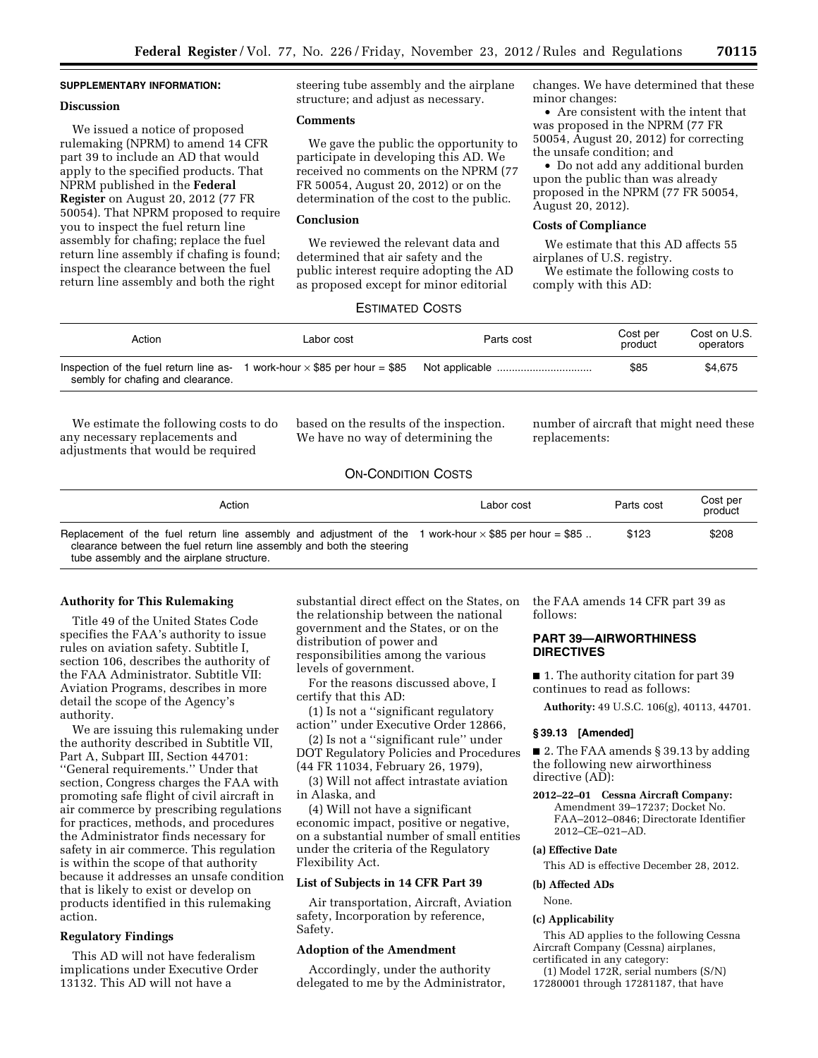**SUPPLEMENTARY INFORMATION:**

**Discussion**

We issued a notice of proposed rulemaking (NPRM) to amend 14 CFR part 39 to include an AD that would apply to the specified products. That NPRM published in the **Federal Register** on August 20, 2012 (77 FR 50054). That NPRM proposed to require you to inspect the fuel return line assembly for chafing; replace the fuel return line assembly if chafing is found; inspect the clearance between the fuel return line assembly and both the right steering tube assembly and the airplane structure; and adjust as necessary.

**Comments**

We gave the public the opportunity to participate in developing this AD. We received no comments on the NPRM (77 FR 50054, August 20, 2012) or on the determination of the cost to the public.

**Conclusion**

We reviewed the relevant data and determined that air safety and the public interest require adopting the AD as proposed except for minor editorial changes. We have determined that these minor changes:

- Are consistent with the intent that was proposed in the NPRM (77 FR 50054, August 20, 2012) for correcting the unsafe condition; and
- Do not add any additional burden upon the public than was already proposed in the NPRM (77 FR 50054, August 20, 2012).

**Costs of Compliance**

We estimate that this AD affects 55 airplanes of U.S. registry.

We estimate the following costs to comply with this AD:

ESTIMATED COSTS

| Action | Labor cost | Parts cost | Cost per product | Cost on U.S. operators |
|---|---|---|---|---|
| Inspection of the fuel return line assembly for chafing and clearance. | 1 work-hour × $85 per hour = $85 | Not applicable | $85 | $4,675 |

We estimate the following costs to do any necessary replacements and adjustments that would be required based on the results of the inspection. We have no way of determining the number of aircraft that might need these replacements:

ON-CONDITION COSTS

| Action | Labor cost | Parts cost | Cost per product |
|---|---|---|---|
| Replacement of the fuel return line assembly and adjustment of the clearance between the fuel return line assembly and both the steering tube assembly and the airplane structure. | 1 work-hour × $85 per hour = $85 | $123 | $208 |

**Authority for This Rulemaking**

Title 49 of the United States Code specifies the FAA's authority to issue rules on aviation safety. Subtitle I, section 106, describes the authority of the FAA Administrator. Subtitle VII: Aviation Programs, describes in more detail the scope of the Agency's authority.

We are issuing this rulemaking under the authority described in Subtitle VII, Part A, Subpart III, Section 44701: "General requirements." Under that section, Congress charges the FAA with promoting safe flight of civil aircraft in air commerce by prescribing regulations for practices, methods, and procedures the Administrator finds necessary for safety in air commerce. This regulation is within the scope of that authority because it addresses an unsafe condition that is likely to exist or develop on products identified in this rulemaking action.

**Regulatory Findings**

This AD will not have federalism implications under Executive Order 13132. This AD will not have a substantial direct effect on the States, on the relationship between the national government and the States, or on the distribution of power and responsibilities among the various levels of government.

For the reasons discussed above, I certify that this AD:

(1) Is not a "significant regulatory action" under Executive Order 12866,

(2) Is not a "significant rule" under DOT Regulatory Policies and Procedures (44 FR 11034, February 26, 1979),

(3) Will not affect intrastate aviation in Alaska, and

(4) Will not have a significant economic impact, positive or negative, on a substantial number of small entities under the criteria of the Regulatory Flexibility Act.

**List of Subjects in 14 CFR Part 39**

Air transportation, Aircraft, Aviation safety, Incorporation by reference, Safety.

**Adoption of the Amendment**

Accordingly, under the authority delegated to me by the Administrator, the FAA amends 14 CFR part 39 as follows:

## PART 39—AIRWORTHINESS DIRECTIVES

■ 1. The authority citation for part 39 continues to read as follows:

**Authority:** 49 U.S.C. 106(g), 40113, 44701.

**§ 39.13 [Amended]**

■ 2. The FAA amends § 39.13 by adding the following new airworthiness directive (AD):

**2012–22–01 Cessna Aircraft Company:** Amendment 39–17237; Docket No. FAA–2012–0846; Directorate Identifier 2012–CE–021–AD.

**(a) Effective Date**

This AD is effective December 28, 2012.

**(b) Affected ADs**

None.

**(c) Applicability**

This AD applies to the following Cessna Aircraft Company (Cessna) airplanes, certificated in any category:

(1) Model 172R, serial numbers (S/N) 17280001 through 17281187, that have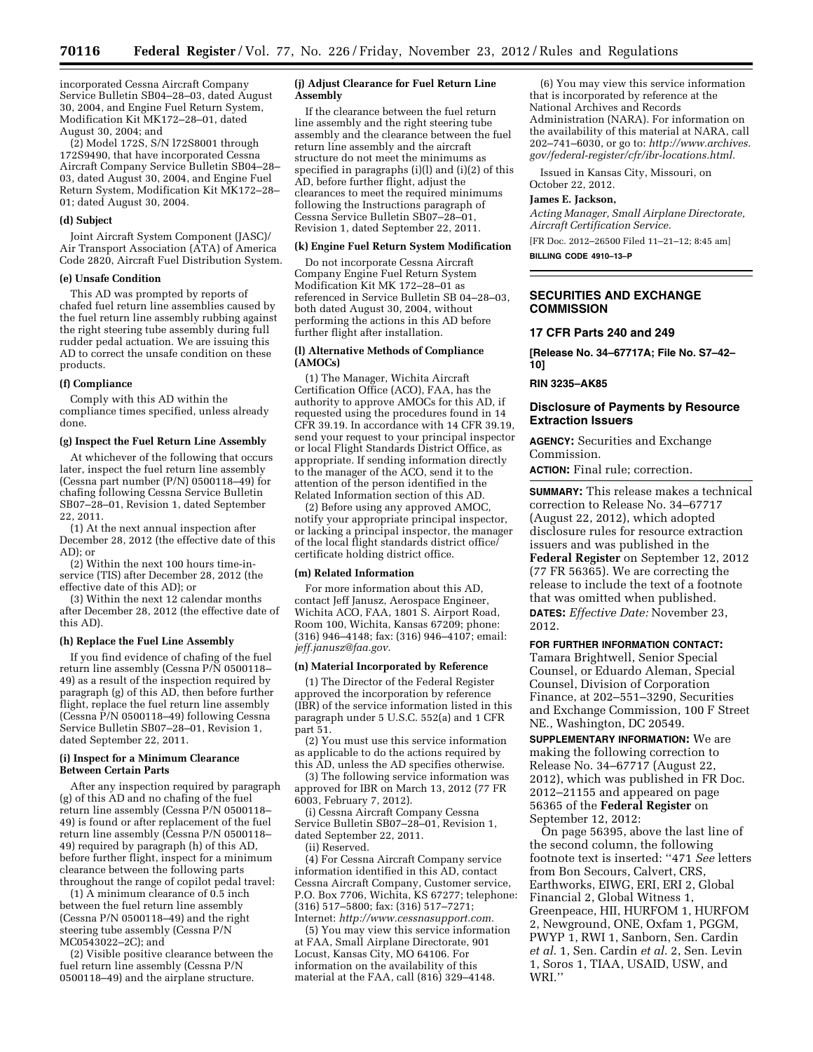incorporated Cessna Aircraft Company Service Bulletin SB04–28–03, dated August 30, 2004, and Engine Fuel Return System, Modification Kit MK172–28–01, dated August 30, 2004; and

(2) Model 172S, S/N l72S8001 through 172S9490, that have incorporated Cessna Aircraft Company Service Bulletin SB04–28–03, dated August 30, 2004, and Engine Fuel Return System, Modification Kit MK172–28–01; dated August 30, 2004.

#### (d) Subject

Joint Aircraft System Component (JASC)/ Air Transport Association (ATA) of America Code 2820, Aircraft Fuel Distribution System.

#### (e) Unsafe Condition

This AD was prompted by reports of chafed fuel return line assemblies caused by the fuel return line assembly rubbing against the right steering tube assembly during full rudder pedal actuation. We are issuing this AD to correct the unsafe condition on these products.

#### (f) Compliance

Comply with this AD within the compliance times specified, unless already done.

#### (g) Inspect the Fuel Return Line Assembly

At whichever of the following that occurs later, inspect the fuel return line assembly (Cessna part number (P/N) 0500118–49) for chafing following Cessna Service Bulletin SB07–28–01, Revision 1, dated September 22, 2011.

(1) At the next annual inspection after December 28, 2012 (the effective date of this AD); or

(2) Within the next 100 hours time-in-service (TIS) after December 28, 2012 (the effective date of this AD); or

(3) Within the next 12 calendar months after December 28, 2012 (the effective date of this AD).

#### (h) Replace the Fuel Line Assembly

If you find evidence of chafing of the fuel return line assembly (Cessna P/N 0500118–49) as a result of the inspection required by paragraph (g) of this AD, then before further flight, replace the fuel return line assembly (Cessna P/N 0500118–49) following Cessna Service Bulletin SB07–28–01, Revision 1, dated September 22, 2011.

#### (i) Inspect for a Minimum Clearance Between Certain Parts

After any inspection required by paragraph (g) of this AD and no chafing of the fuel return line assembly (Cessna P/N 0500118–49) is found or after replacement of the fuel return line assembly (Cessna P/N 0500118–49) required by paragraph (h) of this AD, before further flight, inspect for a minimum clearance between the following parts throughout the range of copilot pedal travel:

(1) A minimum clearance of 0.5 inch between the fuel return line assembly (Cessna P/N 0500118–49) and the right steering tube assembly (Cessna P/N MC0543022–2C); and

(2) Visible positive clearance between the fuel return line assembly (Cessna P/N 0500118–49) and the airplane structure.

#### (j) Adjust Clearance for Fuel Return Line Assembly

If the clearance between the fuel return line assembly and the right steering tube assembly and the clearance between the fuel return line assembly and the aircraft structure do not meet the minimums as specified in paragraphs (i)(l) and (i)(2) of this AD, before further flight, adjust the clearances to meet the required minimums following the Instructions paragraph of Cessna Service Bulletin SB07–28–01, Revision 1, dated September 22, 2011.

#### (k) Engine Fuel Return System Modification

Do not incorporate Cessna Aircraft Company Engine Fuel Return System Modification Kit MK 172–28–01 as referenced in Service Bulletin SB 04–28–03, both dated August 30, 2004, without performing the actions in this AD before further flight after installation.

#### (l) Alternative Methods of Compliance (AMOCs)

(1) The Manager, Wichita Aircraft Certification Office (ACO), FAA, has the authority to approve AMOCs for this AD, if requested using the procedures found in 14 CFR 39.19. In accordance with 14 CFR 39.19, send your request to your principal inspector or local Flight Standards District Office, as appropriate. If sending information directly to the manager of the ACO, send it to the attention of the person identified in the Related Information section of this AD.

(2) Before using any approved AMOC, notify your appropriate principal inspector, or lacking a principal inspector, the manager of the local flight standards district office/ certificate holding district office.

#### (m) Related Information

For more information about this AD, contact Jeff Janusz, Aerospace Engineer, Wichita ACO, FAA, 1801 S. Airport Road, Room 100, Wichita, Kansas 67209; phone: (316) 946–4148; fax: (316) 946–4107; email: *jeff.janusz@faa.gov.*

#### (n) Material Incorporated by Reference

(1) The Director of the Federal Register approved the incorporation by reference (IBR) of the service information listed in this paragraph under 5 U.S.C. 552(a) and 1 CFR part 51.

(2) You must use this service information as applicable to do the actions required by this AD, unless the AD specifies otherwise.

(3) The following service information was approved for IBR on March 13, 2012 (77 FR 6003, February 7, 2012).

(i) Cessna Aircraft Company Cessna Service Bulletin SB07–28–01, Revision 1, dated September 22, 2011.

(ii) Reserved.

(4) For Cessna Aircraft Company service information identified in this AD, contact Cessna Aircraft Company, Customer service, P.O. Box 7706, Wichita, KS 67277; telephone: (316) 517–5800; fax: (316) 517–7271; Internet: *http://www.cessnasupport.com.*

(5) You may view this service information at FAA, Small Airplane Directorate, 901 Locust, Kansas City, MO 64106. For information on the availability of this material at the FAA, call (816) 329–4148.

(6) You may view this service information that is incorporated by reference at the National Archives and Records Administration (NARA). For information on the availability of this material at NARA, call 202–741–6030, or go to: *http://www.archives.gov/federal-register/cfr/ibr-locations.html.*

Issued in Kansas City, Missouri, on October 22, 2012.

**James E. Jackson,**

*Acting Manager, Small Airplane Directorate, Aircraft Certification Service.*

[FR Doc. 2012–26500 Filed 11–21–12; 8:45 am]

**BILLING CODE 4910–13–P**

## SECURITIES AND EXCHANGE COMMISSION

### 17 CFR Parts 240 and 249

**[Release No. 34–67717A; File No. S7–42–10]**

**RIN 3235–AK85**

### Disclosure of Payments by Resource Extraction Issuers

**AGENCY:** Securities and Exchange Commission.

**ACTION:** Final rule; correction.

**SUMMARY:** This release makes a technical correction to Release No. 34–67717 (August 22, 2012), which adopted disclosure rules for resource extraction issuers and was published in the **Federal Register** on September 12, 2012 (77 FR 56365). We are correcting the release to include the text of a footnote that was omitted when published.

**DATES:** *Effective Date:* November 23, 2012.

**FOR FURTHER INFORMATION CONTACT:** Tamara Brightwell, Senior Special Counsel, or Eduardo Aleman, Special Counsel, Division of Corporation Finance, at 202–551–3290, Securities and Exchange Commission, 100 F Street NE., Washington, DC 20549.

**SUPPLEMENTARY INFORMATION:** We are making the following correction to Release No. 34–67717 (August 22, 2012), which was published in FR Doc. 2012–21155 and appeared on page 56365 of the **Federal Register** on September 12, 2012:

On page 56395, above the last line of the second column, the following footnote text is inserted: ''471 *See* letters from Bon Secours, Calvert, CRS, Earthworks, EIWG, ERI, ERI 2, Global Financial 2, Global Witness 1, Greenpeace, HII, HURFOM 1, HURFOM 2, Newground, ONE, Oxfam 1, PGGM, PWYP 1, RWI 1, Sanborn, Sen. Cardin *et al.* 1, Sen. Cardin *et al.* 2, Sen. Levin 1, Soros 1, TIAA, USAID, USW, and WRI.''